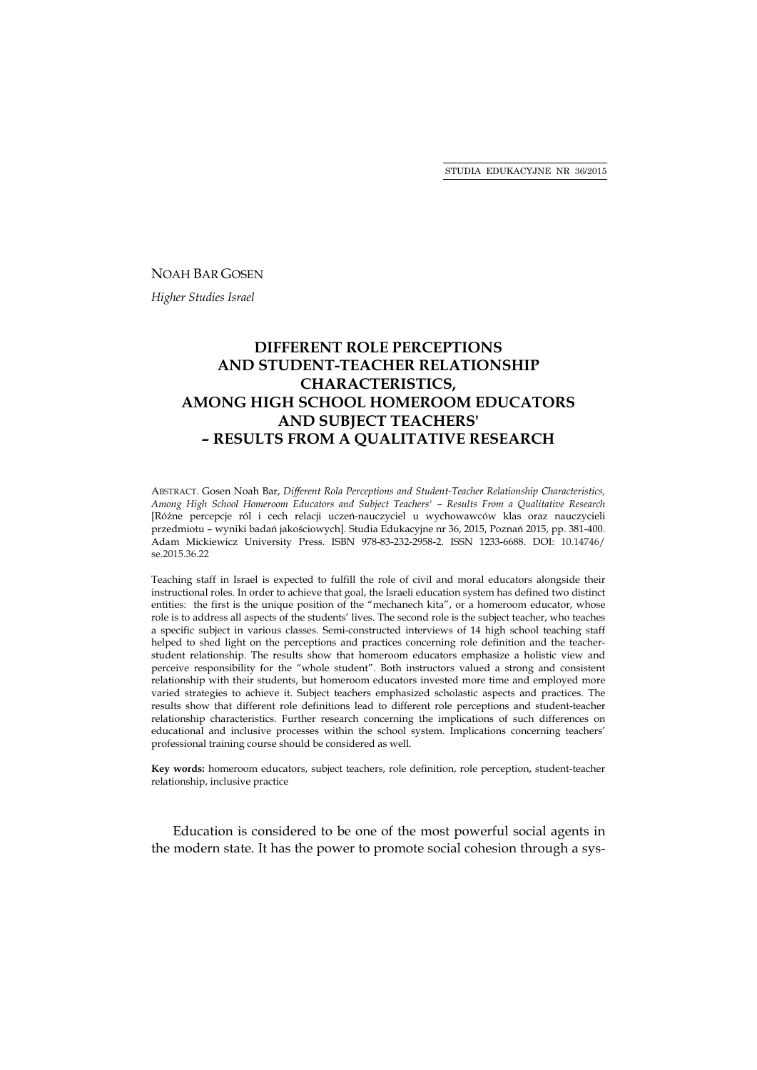NOAH BAR GOSEN

*Higher Studies Israel*

# DIFFERENT ROLE PERCEPTIONS AND STUDENT-TEACHER RELATIONSHIP CHARACTERISTICS, AMONG HIGH SCHOOL HOMEROOM EDUCATORS AND SUBJECT TEACHERS' – RESULTS FROM A QUALITATIVE RESEARCH

ABSTRACT. Gosen Noah Bar, *Different Rola Perceptions and Student-Teacher Relationship Characteristics, Among High School Homeroom Educators and Subject Teachers' – Results From a Qualitative Research* [Różne percepcje ról i cech relacji uczeń-nauczyciel u wychowawców klas oraz nauczycieli przedmiotu – wyniki badań jakościowych]. Studia Edukacyjne nr 36, 2015, Poznań 2015, pp. 381-400. Adam Mickiewicz University Press. ISBN 978-83-232-2958-2. ISSN 1233-6688. DOI: 10.14746/se.2015.36.22

Teaching staff in Israel is expected to fulfill the role of civil and moral educators alongside their instructional roles. In order to achieve that goal, the Israeli education system has defined two distinct entities: the first is the unique position of the "mechanech kita", or a homeroom educator, whose role is to address all aspects of the students' lives. The second role is the subject teacher, who teaches a specific subject in various classes. Semi-constructed interviews of 14 high school teaching staff helped to shed light on the perceptions and practices concerning role definition and the teacher-student relationship. The results show that homeroom educators emphasize a holistic view and perceive responsibility for the "whole student". Both instructors valued a strong and consistent relationship with their students, but homeroom educators invested more time and employed more varied strategies to achieve it. Subject teachers emphasized scholastic aspects and practices. The results show that different role definitions lead to different role perceptions and student-teacher relationship characteristics. Further research concerning the implications of such differences on educational and inclusive processes within the school system. Implications concerning teachers' professional training course should be considered as well.

**Key words:** homeroom educators, subject teachers, role definition, role perception, student-teacher relationship, inclusive practice

Education is considered to be one of the most powerful social agents in the modern state. It has the power to promote social cohesion through a sys-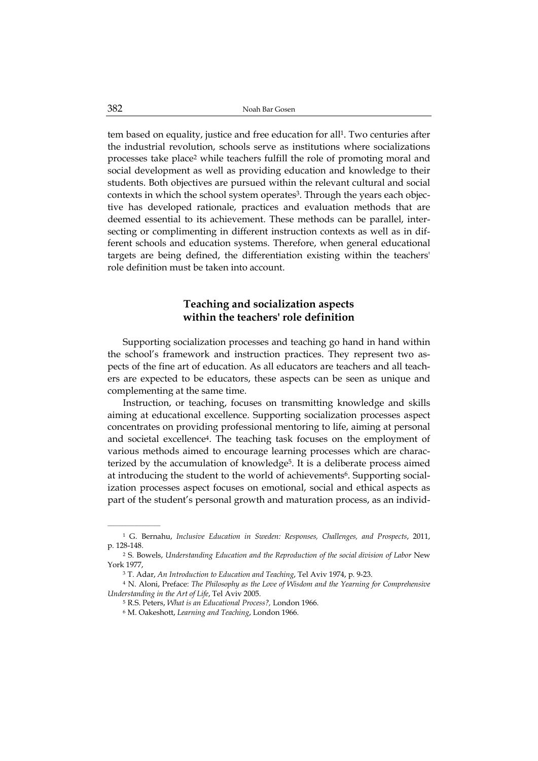tem based on equality, justice and free education for all[1]. Two centuries after the industrial revolution, schools serve as institutions where socializations processes take place[2] while teachers fulfill the role of promoting moral and social development as well as providing education and knowledge to their students. Both objectives are pursued within the relevant cultural and social contexts in which the school system operates[3]. Through the years each objective has developed rationale, practices and evaluation methods that are deemed essential to its achievement. These methods can be parallel, intersecting or complimenting in different instruction contexts as well as in different schools and education systems. Therefore, when general educational targets are being defined, the differentiation existing within the teachers' role definition must be taken into account.

## Teaching and socialization aspects within the teachers' role definition

Supporting socialization processes and teaching go hand in hand within the school's framework and instruction practices. They represent two aspects of the fine art of education. As all educators are teachers and all teachers are expected to be educators, these aspects can be seen as unique and complementing at the same time.

Instruction, or teaching, focuses on transmitting knowledge and skills aiming at educational excellence. Supporting socialization processes aspect concentrates on providing professional mentoring to life, aiming at personal and societal excellence[4]. The teaching task focuses on the employment of various methods aimed to encourage learning processes which are characterized by the accumulation of knowledge[5]. It is a deliberate process aimed at introducing the student to the world of achievements[6]. Supporting socialization processes aspect focuses on emotional, social and ethical aspects as part of the student's personal growth and maturation process, as an individ-

---

[1] G. Bernahu, *Inclusive Education in Sweden: Responses, Challenges, and Prospects*, 2011, p. 128-148.

[2] S. Bowels, *Understanding Education and the Reproduction of the social division of Labor* New York 1977,

[3] T. Adar, *An Introduction to Education and Teaching*, Tel Aviv 1974, p. 9-23.

[4] N. Aloni, Preface: *The Philosophy as the Love of Wisdom and the Yearning for Comprehensive Understanding in the Art of Life*, Tel Aviv 2005.

[5] R.S. Peters, *What is an Educational Process?,* London 1966.

[6] M. Oakeshott, *Learning and Teaching*, London 1966.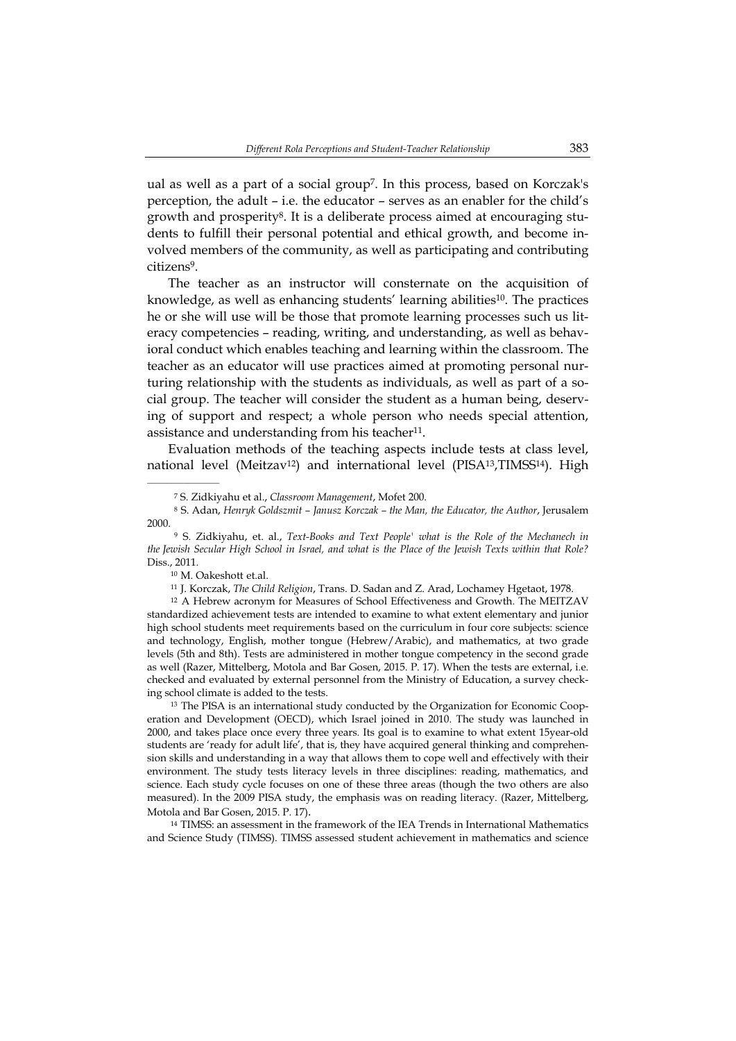ual as well as a part of a social group[7]. In this process, based on Korczak's perception, the adult – i.e. the educator – serves as an enabler for the child's growth and prosperity[8]. It is a deliberate process aimed at encouraging students to fulfill their personal potential and ethical growth, and become involved members of the community, as well as participating and contributing citizens[9].

The teacher as an instructor will consternate on the acquisition of knowledge, as well as enhancing students' learning abilities[10]. The practices he or she will use will be those that promote learning processes such us literacy competencies – reading, writing, and understanding, as well as behavioral conduct which enables teaching and learning within the classroom. The teacher as an educator will use practices aimed at promoting personal nurturing relationship with the students as individuals, as well as part of a social group. The teacher will consider the student as a human being, deserving of support and respect; a whole person who needs special attention, assistance and understanding from his teacher[11].

Evaluation methods of the teaching aspects include tests at class level, national level (Meitzav[12]) and international level (PISA[13],TIMSS[14]). High

---

[7] S. Zidkiyahu et al., *Classroom Management*, Mofet 200.

[8] S. Adan, *Henryk Goldszmit – Janusz Korczak – the Man, the Educator, the Author*, Jerusalem 2000.

[9] S. Zidkiyahu, et. al., *Text-Books and Text People' what is the Role of the Mechanech in the Jewish Secular High School in Israel, and what is the Place of the Jewish Texts within that Role?* Diss., 2011.

[10] M. Oakeshott et.al.

[11] J. Korczak, *The Child Religion*, Trans. D. Sadan and Z. Arad, Lochamey Hgetaot, 1978.

[12] A Hebrew acronym for Measures of School Effectiveness and Growth. The MEITZAV standardized achievement tests are intended to examine to what extent elementary and junior high school students meet requirements based on the curriculum in four core subjects: science and technology, English, mother tongue (Hebrew/Arabic), and mathematics, at two grade levels (5th and 8th). Tests are administered in mother tongue competency in the second grade as well (Razer, Mittelberg, Motola and Bar Gosen, 2015. P. 17). When the tests are external, i.e. checked and evaluated by external personnel from the Ministry of Education, a survey checking school climate is added to the tests.

[13] The PISA is an international study conducted by the Organization for Economic Cooperation and Development (OECD), which Israel joined in 2010. The study was launched in 2000, and takes place once every three years. Its goal is to examine to what extent 15year-old students are 'ready for adult life', that is, they have acquired general thinking and comprehension skills and understanding in a way that allows them to cope well and effectively with their environment. The study tests literacy levels in three disciplines: reading, mathematics, and science. Each study cycle focuses on one of these three areas (though the two others are also measured). In the 2009 PISA study, the emphasis was on reading literacy. (Razer, Mittelberg, Motola and Bar Gosen, 2015. P. 17).

[14] TIMSS: an assessment in the framework of the IEA Trends in International Mathematics and Science Study (TIMSS). TIMSS assessed student achievement in mathematics and science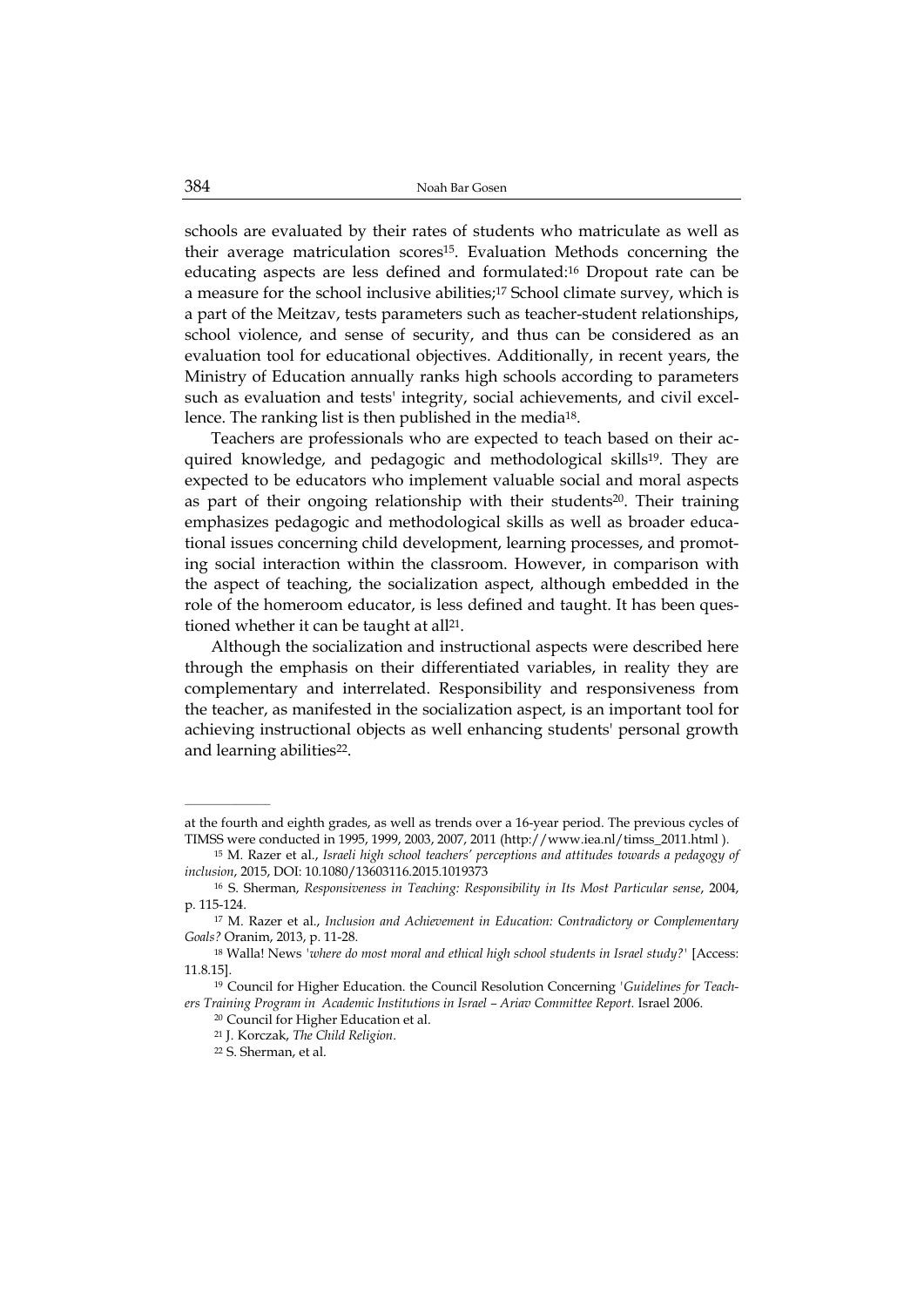schools are evaluated by their rates of students who matriculate as well as their average matriculation scores[15]. Evaluation Methods concerning the educating aspects are less defined and formulated:[16] Dropout rate can be a measure for the school inclusive abilities;[17] School climate survey, which is a part of the Meitzav, tests parameters such as teacher-student relationships, school violence, and sense of security, and thus can be considered as an evaluation tool for educational objectives. Additionally, in recent years, the Ministry of Education annually ranks high schools according to parameters such as evaluation and tests' integrity, social achievements, and civil excellence. The ranking list is then published in the media[18].

Teachers are professionals who are expected to teach based on their acquired knowledge, and pedagogic and methodological skills[19]. They are expected to be educators who implement valuable social and moral aspects as part of their ongoing relationship with their students[20]. Their training emphasizes pedagogic and methodological skills as well as broader educational issues concerning child development, learning processes, and promoting social interaction within the classroom. However, in comparison with the aspect of teaching, the socialization aspect, although embedded in the role of the homeroom educator, is less defined and taught. It has been questioned whether it can be taught at all[21].

Although the socialization and instructional aspects were described here through the emphasis on their differentiated variables, in reality they are complementary and interrelated. Responsibility and responsiveness from the teacher, as manifested in the socialization aspect, is an important tool for achieving instructional objects as well enhancing students' personal growth and learning abilities[22].

---

at the fourth and eighth grades, as well as trends over a 16-year period. The previous cycles of TIMSS were conducted in 1995, 1999, 2003, 2007, 2011 (http://www.iea.nl/timss_2011.html ).

[15] M. Razer et al., *Israeli high school teachers' perceptions and attitudes towards a pedagogy of inclusion*, 2015, DOI: 10.1080/13603116.2015.1019373

[16] S. Sherman, *Responsiveness in Teaching: Responsibility in Its Most Particular sense*, 2004, p. 115-124.

[17] M. Razer et al., *Inclusion and Achievement in Education: Contradictory or Complementary Goals?* Oranim, 2013, p. 11-28.

[18] Walla! News *'where do most moral and ethical high school students in Israel study?'* [Access: 11.8.15].

[19] Council for Higher Education. the Council Resolution Concerning *'Guidelines for Teachers Training Program in Academic Institutions in Israel – Ariav Committee Report.* Israel 2006.

[20] Council for Higher Education et al.

[21] J. Korczak, *The Child Religion*.

[22] S. Sherman, et al.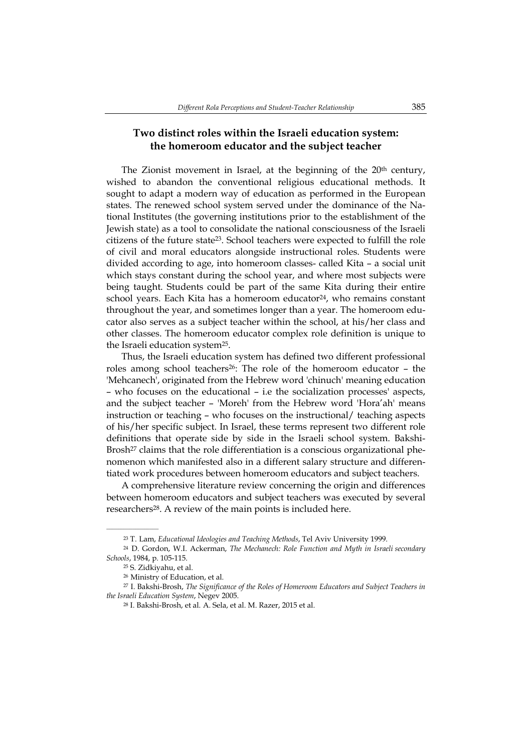## Two distinct roles within the Israeli education system: the homeroom educator and the subject teacher

The Zionist movement in Israel, at the beginning of the 20th century, wished to abandon the conventional religious educational methods. It sought to adapt a modern way of education as performed in the European states. The renewed school system served under the dominance of the National Institutes (the governing institutions prior to the establishment of the Jewish state) as a tool to consolidate the national consciousness of the Israeli citizens of the future state[23]. School teachers were expected to fulfill the role of civil and moral educators alongside instructional roles. Students were divided according to age, into homeroom classes- called Kita – a social unit which stays constant during the school year, and where most subjects were being taught. Students could be part of the same Kita during their entire school years. Each Kita has a homeroom educator[24], who remains constant throughout the year, and sometimes longer than a year. The homeroom educator also serves as a subject teacher within the school, at his/her class and other classes. The homeroom educator complex role definition is unique to the Israeli education system[25].

Thus, the Israeli education system has defined two different professional roles among school teachers[26]: The role of the homeroom educator – the 'Mehcanech', originated from the Hebrew word 'chinuch' meaning education – who focuses on the educational – i.e the socialization processes' aspects, and the subject teacher – 'Moreh' from the Hebrew word 'Hora'ah' means instruction or teaching – who focuses on the instructional/ teaching aspects of his/her specific subject. In Israel, these terms represent two different role definitions that operate side by side in the Israeli school system. Bakshi-Brosh[27] claims that the role differentiation is a conscious organizational phenomenon which manifested also in a different salary structure and differentiated work procedures between homeroom educators and subject teachers.

A comprehensive literature review concerning the origin and differences between homeroom educators and subject teachers was executed by several researchers[28]. A review of the main points is included here.

---

[23] T. Lam, *Educational Ideologies and Teaching Methods*, Tel Aviv University 1999.

[24] D. Gordon, W.I. Ackerman, *The Mechanech: Role Function and Myth in Israeli secondary Schools*, 1984, p. 105-115.

[25] S. Zidkiyahu, et al.

[26] Ministry of Education, et al.

[27] I. Bakshi-Brosh, *The Significance of the Roles of Homeroom Educators and Subject Teachers in the Israeli Education System*, Negev 2005.

[28] I. Bakshi-Brosh, et al. A. Sela, et al. M. Razer, 2015 et al.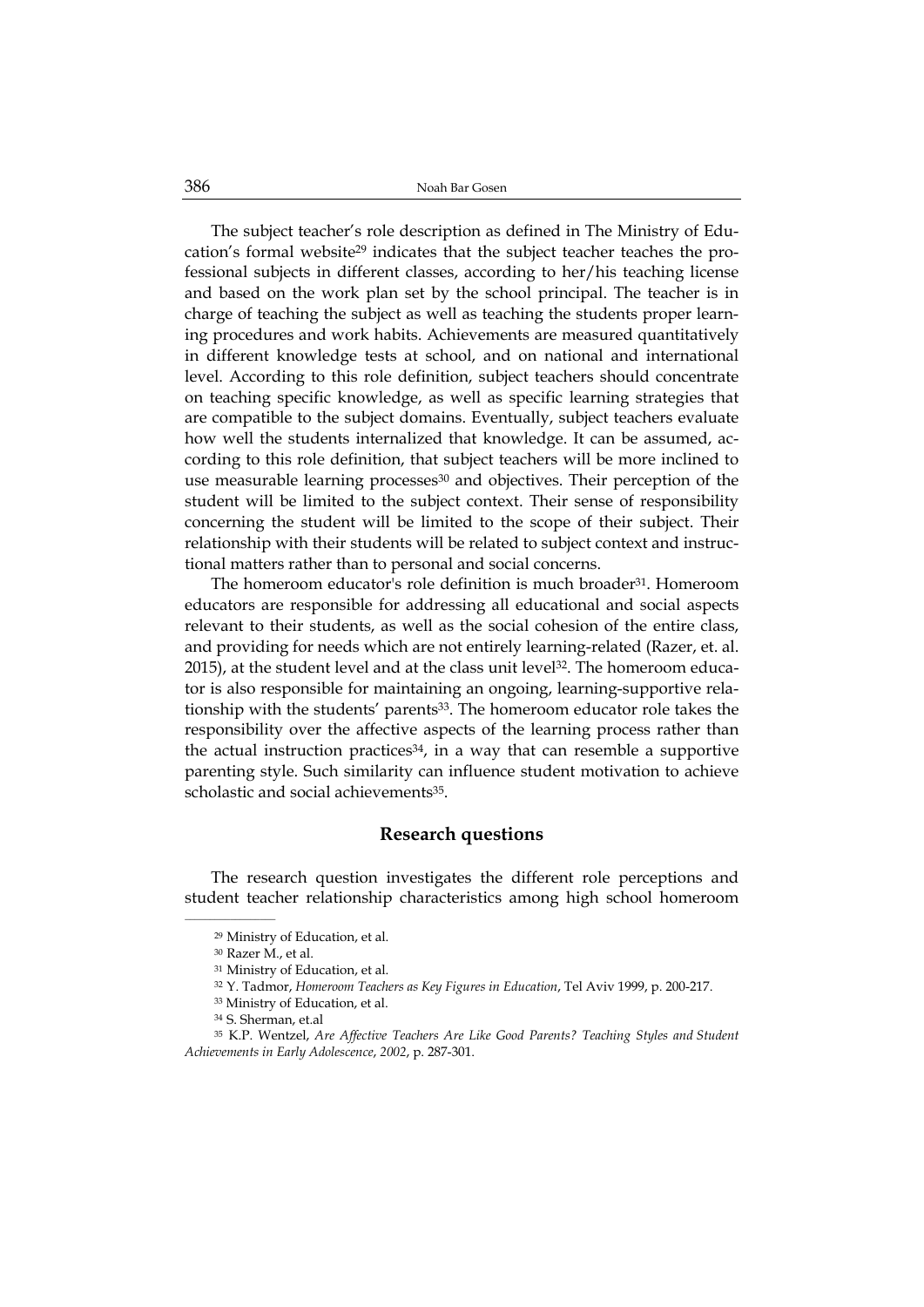The subject teacher's role description as defined in The Ministry of Education's formal website[29] indicates that the subject teacher teaches the professional subjects in different classes, according to her/his teaching license and based on the work plan set by the school principal. The teacher is in charge of teaching the subject as well as teaching the students proper learning procedures and work habits. Achievements are measured quantitatively in different knowledge tests at school, and on national and international level. According to this role definition, subject teachers should concentrate on teaching specific knowledge, as well as specific learning strategies that are compatible to the subject domains. Eventually, subject teachers evaluate how well the students internalized that knowledge. It can be assumed, according to this role definition, that subject teachers will be more inclined to use measurable learning processes[30] and objectives. Their perception of the student will be limited to the subject context. Their sense of responsibility concerning the student will be limited to the scope of their subject. Their relationship with their students will be related to subject context and instructional matters rather than to personal and social concerns.

The homeroom educator's role definition is much broader[31]. Homeroom educators are responsible for addressing all educational and social aspects relevant to their students, as well as the social cohesion of the entire class, and providing for needs which are not entirely learning-related (Razer, et. al. 2015), at the student level and at the class unit level[32]. The homeroom educator is also responsible for maintaining an ongoing, learning-supportive relationship with the students' parents[33]. The homeroom educator role takes the responsibility over the affective aspects of the learning process rather than the actual instruction practices[34], in a way that can resemble a supportive parenting style. Such similarity can influence student motivation to achieve scholastic and social achievements[35].

## Research questions

The research question investigates the different role perceptions and student teacher relationship characteristics among high school homeroom

---

[29] Ministry of Education, et al.

[30] Razer M., et al.

[31] Ministry of Education, et al.

[32] Y. Tadmor, *Homeroom Teachers as Key Figures in Education*, Tel Aviv 1999, p. 200-217.

[33] Ministry of Education, et al.

[34] S. Sherman, et.al

[35] K.P. Wentzel, *Are Affective Teachers Are Like Good Parents? Teaching Styles and Student Achievements in Early Adolescence*, *2002*, p. 287-301.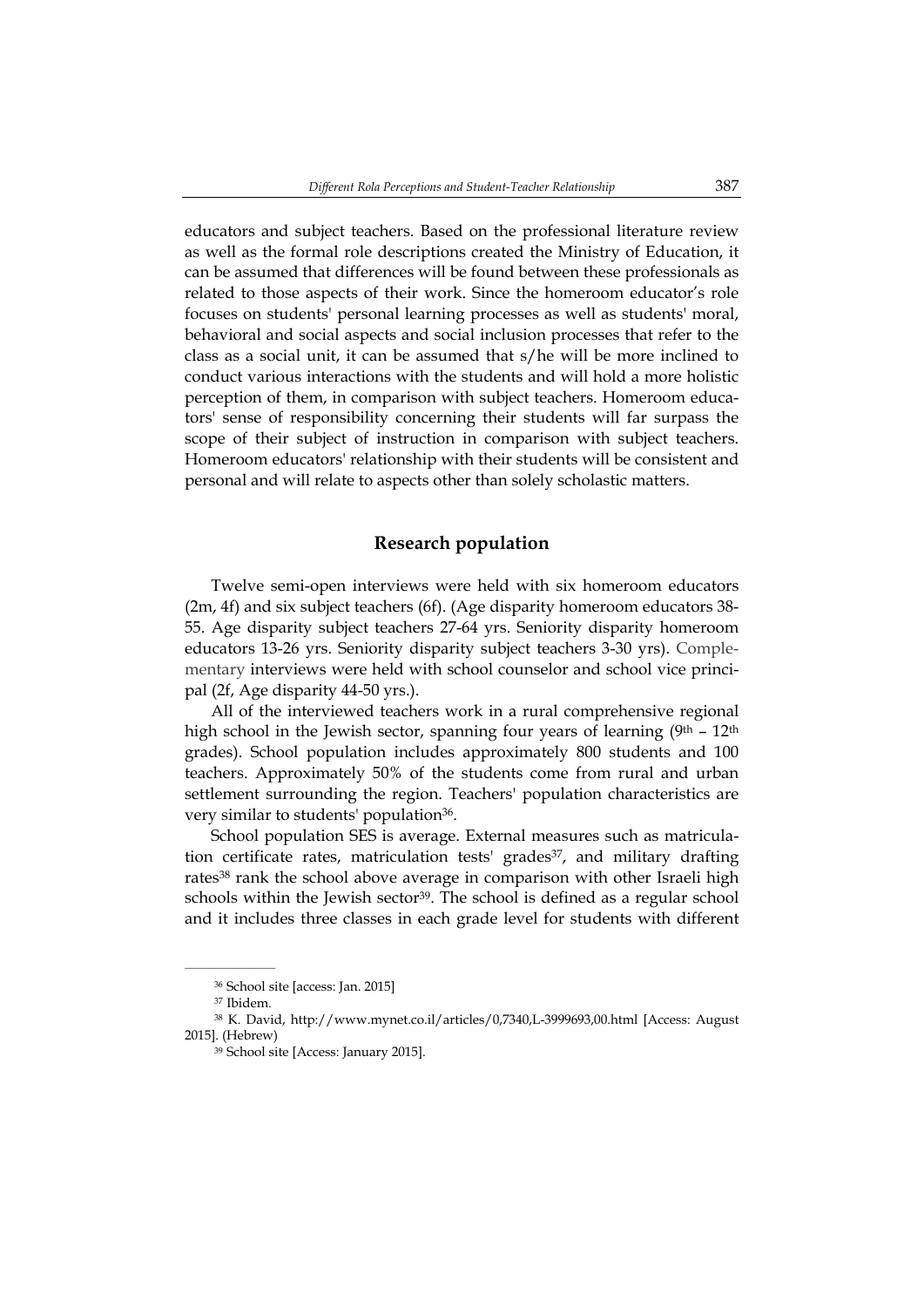educators and subject teachers. Based on the professional literature review as well as the formal role descriptions created the Ministry of Education, it can be assumed that differences will be found between these professionals as related to those aspects of their work. Since the homeroom educator's role focuses on students' personal learning processes as well as students' moral, behavioral and social aspects and social inclusion processes that refer to the class as a social unit, it can be assumed that s/he will be more inclined to conduct various interactions with the students and will hold a more holistic perception of them, in comparison with subject teachers. Homeroom educators' sense of responsibility concerning their students will far surpass the scope of their subject of instruction in comparison with subject teachers. Homeroom educators' relationship with their students will be consistent and personal and will relate to aspects other than solely scholastic matters.

## Research population

Twelve semi-open interviews were held with six homeroom educators (2m, 4f) and six subject teachers (6f). (Age disparity homeroom educators 38-55. Age disparity subject teachers 27-64 yrs. Seniority disparity homeroom educators 13-26 yrs. Seniority disparity subject teachers 3-30 yrs). Complementary interviews were held with school counselor and school vice principal (2f, Age disparity 44-50 yrs.).

All of the interviewed teachers work in a rural comprehensive regional high school in the Jewish sector, spanning four years of learning (9th – 12th grades). School population includes approximately 800 students and 100 teachers. Approximately 50% of the students come from rural and urban settlement surrounding the region. Teachers' population characteristics are very similar to students' population[36].

School population SES is average. External measures such as matriculation certificate rates, matriculation tests' grades[37], and military drafting rates[38] rank the school above average in comparison with other Israeli high schools within the Jewish sector[39]. The school is defined as a regular school and it includes three classes in each grade level for students with different

---

[36] School site [access: Jan. 2015]

[37] Ibidem.

[38] K. David, http://www.mynet.co.il/articles/0,7340,L-3999693,00.html [Access: August 2015]. (Hebrew)

[39] School site [Access: January 2015].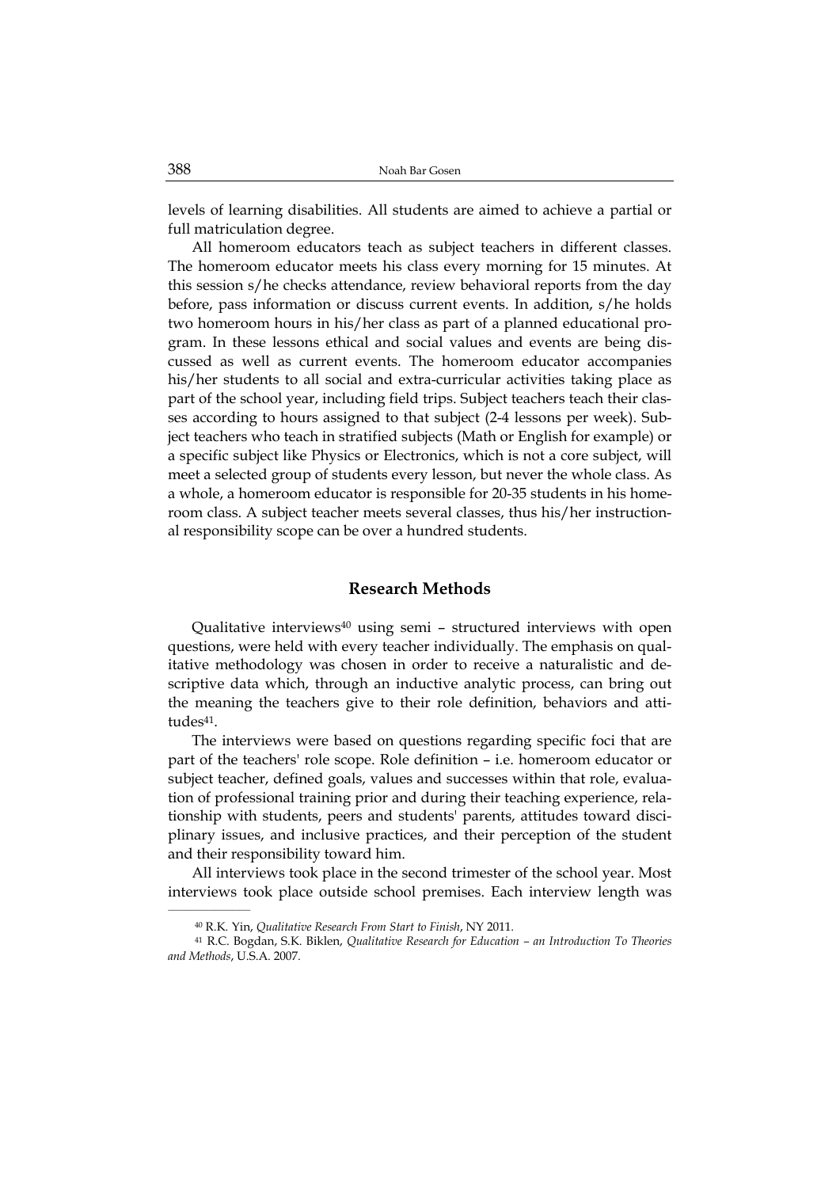levels of learning disabilities. All students are aimed to achieve a partial or full matriculation degree.

All homeroom educators teach as subject teachers in different classes. The homeroom educator meets his class every morning for 15 minutes. At this session s/he checks attendance, review behavioral reports from the day before, pass information or discuss current events. In addition, s/he holds two homeroom hours in his/her class as part of a planned educational program. In these lessons ethical and social values and events are being discussed as well as current events. The homeroom educator accompanies his/her students to all social and extra-curricular activities taking place as part of the school year, including field trips. Subject teachers teach their classes according to hours assigned to that subject (2-4 lessons per week). Subject teachers who teach in stratified subjects (Math or English for example) or a specific subject like Physics or Electronics, which is not a core subject, will meet a selected group of students every lesson, but never the whole class. As a whole, a homeroom educator is responsible for 20-35 students in his homeroom class. A subject teacher meets several classes, thus his/her instructional responsibility scope can be over a hundred students.

## Research Methods

Qualitative interviews[40] using semi – structured interviews with open questions, were held with every teacher individually. The emphasis on qualitative methodology was chosen in order to receive a naturalistic and descriptive data which, through an inductive analytic process, can bring out the meaning the teachers give to their role definition, behaviors and attitudes[41].

The interviews were based on questions regarding specific foci that are part of the teachers' role scope. Role definition – i.e. homeroom educator or subject teacher, defined goals, values and successes within that role, evaluation of professional training prior and during their teaching experience, relationship with students, peers and students' parents, attitudes toward disciplinary issues, and inclusive practices, and their perception of the student and their responsibility toward him.

All interviews took place in the second trimester of the school year. Most interviews took place outside school premises. Each interview length was

[40] R.K. Yin, *Qualitative Research From Start to Finish*, NY 2011.

[41] R.C. Bogdan, S.K. Biklen, *Qualitative Research for Education – an Introduction To Theories and Methods*, U.S.A. 2007.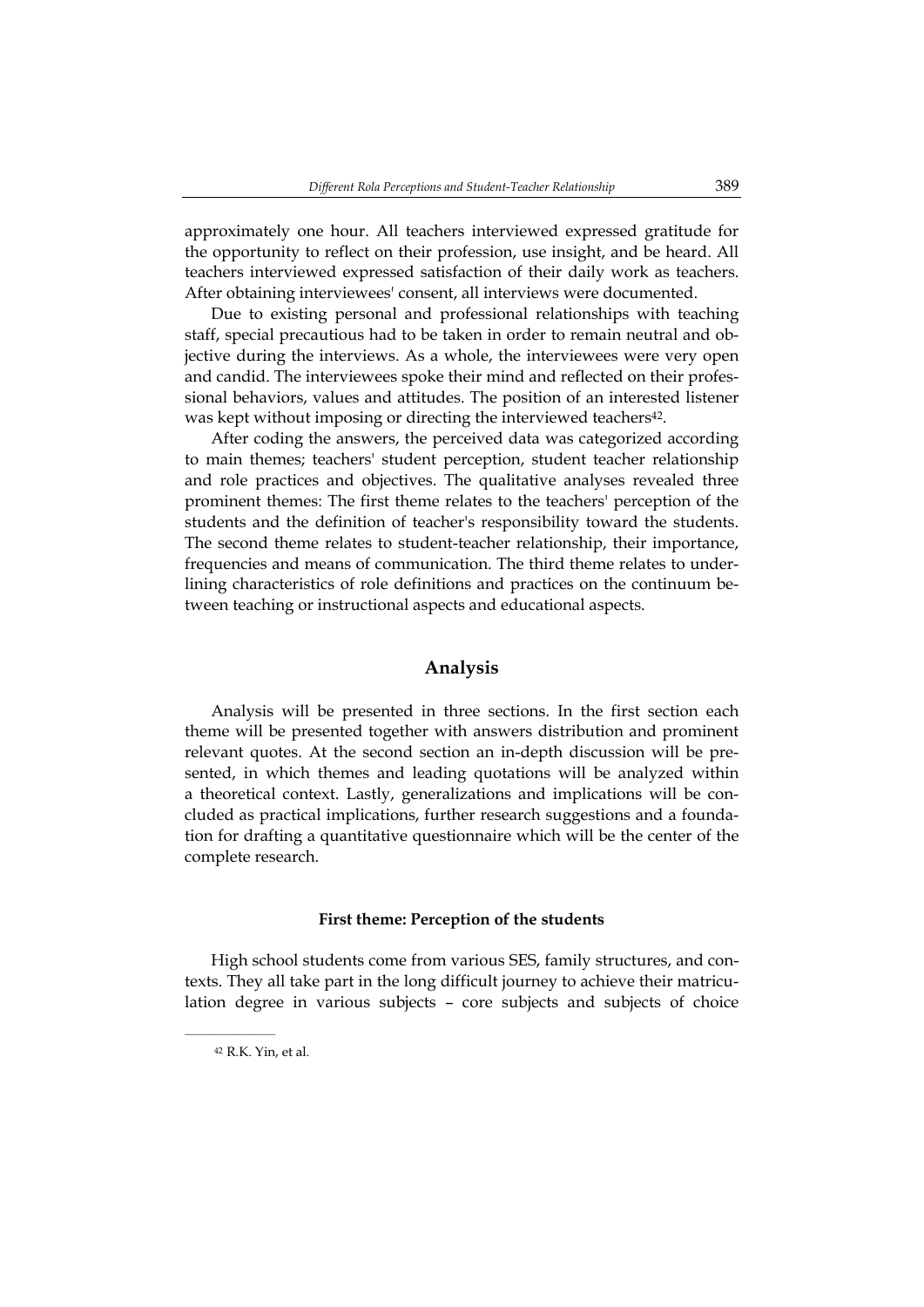approximately one hour. All teachers interviewed expressed gratitude for the opportunity to reflect on their profession, use insight, and be heard. All teachers interviewed expressed satisfaction of their daily work as teachers. After obtaining interviewees' consent, all interviews were documented.

Due to existing personal and professional relationships with teaching staff, special precautious had to be taken in order to remain neutral and objective during the interviews. As a whole, the interviewees were very open and candid. The interviewees spoke their mind and reflected on their professional behaviors, values and attitudes. The position of an interested listener was kept without imposing or directing the interviewed teachers[42].

After coding the answers, the perceived data was categorized according to main themes; teachers' student perception, student teacher relationship and role practices and objectives. The qualitative analyses revealed three prominent themes: The first theme relates to the teachers' perception of the students and the definition of teacher's responsibility toward the students. The second theme relates to student-teacher relationship, their importance, frequencies and means of communication. The third theme relates to underlining characteristics of role definitions and practices on the continuum between teaching or instructional aspects and educational aspects.

## Analysis

Analysis will be presented in three sections. In the first section each theme will be presented together with answers distribution and prominent relevant quotes. At the second section an in-depth discussion will be presented, in which themes and leading quotations will be analyzed within a theoretical context. Lastly, generalizations and implications will be concluded as practical implications, further research suggestions and a foundation for drafting a quantitative questionnaire which will be the center of the complete research.

### First theme: Perception of the students

High school students come from various SES, family structures, and contexts. They all take part in the long difficult journey to achieve their matriculation degree in various subjects – core subjects and subjects of choice

[42] R.K. Yin, et al.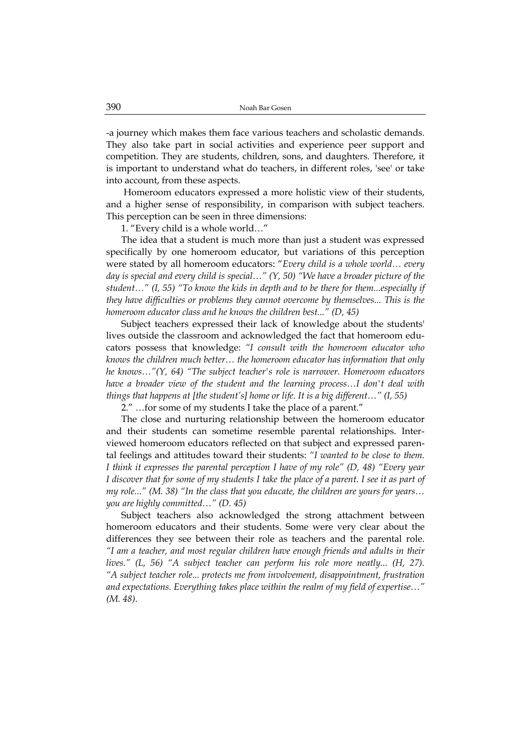-a journey which makes them face various teachers and scholastic demands. They also take part in social activities and experience peer support and competition. They are students, children, sons, and daughters. Therefore, it is important to understand what do teachers, in different roles, 'see' or take into account, from these aspects.

Homeroom educators expressed a more holistic view of their students, and a higher sense of responsibility, in comparison with subject teachers. This perception can be seen in three dimensions:

1. "Every child is a whole world…"

The idea that a student is much more than just a student was expressed specifically by one homeroom educator, but variations of this perception were stated by all homeroom educators: "*Every child is a whole world… every day is special and every child is special…" (Y, 50) "We have a broader picture of the student…" (I, 55) "To know the kids in depth and to be there for them...especially if they have difficulties or problems they cannot overcome by themselves... This is the homeroom educator class and he knows the children best..." (D, 45)*

Subject teachers expressed their lack of knowledge about the students' lives outside the classroom and acknowledged the fact that homeroom educators possess that knowledge: *"I consult with the homeroom educator who knows the children much better… the homeroom educator has information that only he knows…"(Y, 64) "The subject teacher's role is narrower. Homeroom educators have a broader view of the student and the learning process…I don't deal with things that happens at [the student's] home or life. It is a big different…" (I, 55)*

2." …for some of my students I take the place of a parent."

The close and nurturing relationship between the homeroom educator and their students can sometime resemble parental relationships. Interviewed homeroom educators reflected on that subject and expressed parental feelings and attitudes toward their students: *"I wanted to be close to them. I think it expresses the parental perception I have of my role" (D, 48) "Every year I discover that for some of my students I take the place of a parent. I see it as part of my role..." (M. 38) "In the class that you educate, the children are yours for years… you are highly committed…" (D. 45)*

Subject teachers also acknowledged the strong attachment between homeroom educators and their students. Some were very clear about the differences they see between their role as teachers and the parental role. *"I am a teacher, and most regular children have enough friends and adults in their lives." (L, 56) "A subject teacher can perform his role more neatly... (H, 27). "A subject teacher role... protects me from involvement, disappointment, frustration and expectations. Everything takes place within the realm of my field of expertise…" (M. 48).*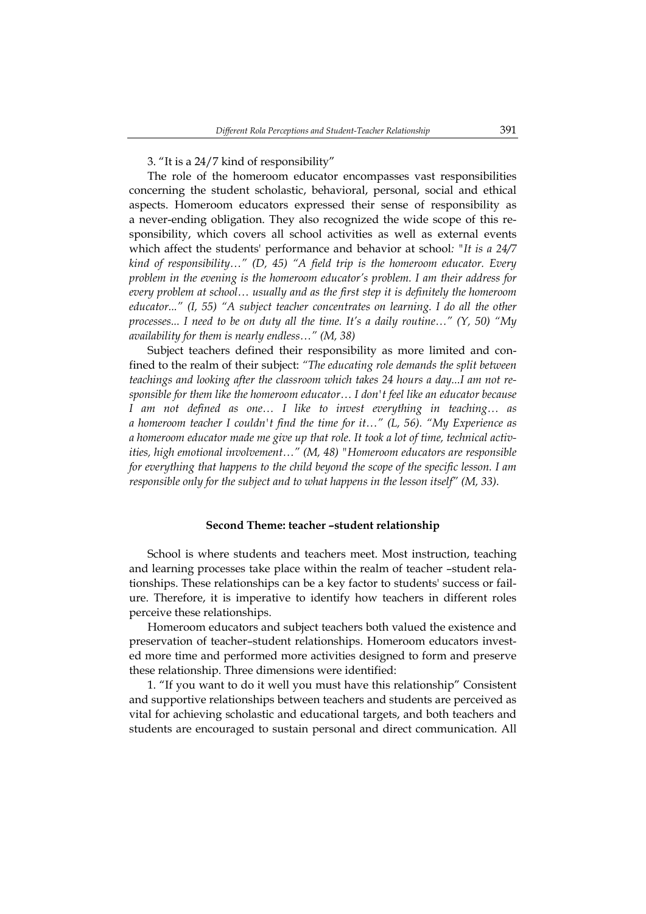3. "It is a 24/7 kind of responsibility"

The role of the homeroom educator encompasses vast responsibilities concerning the student scholastic, behavioral, personal, social and ethical aspects. Homeroom educators expressed their sense of responsibility as a never-ending obligation. They also recognized the wide scope of this responsibility, which covers all school activities as well as external events which affect the students' performance and behavior at school: *"It is a 24/7 kind of responsibility…" (D, 45) "A field trip is the homeroom educator. Every problem in the evening is the homeroom educator's problem. I am their address for every problem at school… usually and as the first step it is definitely the homeroom educator..." (I, 55) "A subject teacher concentrates on learning. I do all the other processes... I need to be on duty all the time. It's a daily routine…" (Y, 50) "My availability for them is nearly endless…" (M, 38)*

Subject teachers defined their responsibility as more limited and confined to the realm of their subject: *"The educating role demands the split between teachings and looking after the classroom which takes 24 hours a day...I am not responsible for them like the homeroom educator… I don't feel like an educator because I am not defined as one… I like to invest everything in teaching… as a homeroom teacher I couldn't find the time for it…" (L, 56). "My Experience as a homeroom educator made me give up that role. It took a lot of time, technical activities, high emotional involvement…" (M, 48) "Homeroom educators are responsible for everything that happens to the child beyond the scope of the specific lesson. I am responsible only for the subject and to what happens in the lesson itself" (M, 33).*

### Second Theme: teacher –student relationship

School is where students and teachers meet. Most instruction, teaching and learning processes take place within the realm of teacher –student relationships. These relationships can be a key factor to students' success or failure. Therefore, it is imperative to identify how teachers in different roles perceive these relationships.

Homeroom educators and subject teachers both valued the existence and preservation of teacher–student relationships. Homeroom educators invested more time and performed more activities designed to form and preserve these relationship. Three dimensions were identified:

1. "If you want to do it well you must have this relationship" Consistent and supportive relationships between teachers and students are perceived as vital for achieving scholastic and educational targets, and both teachers and students are encouraged to sustain personal and direct communication. All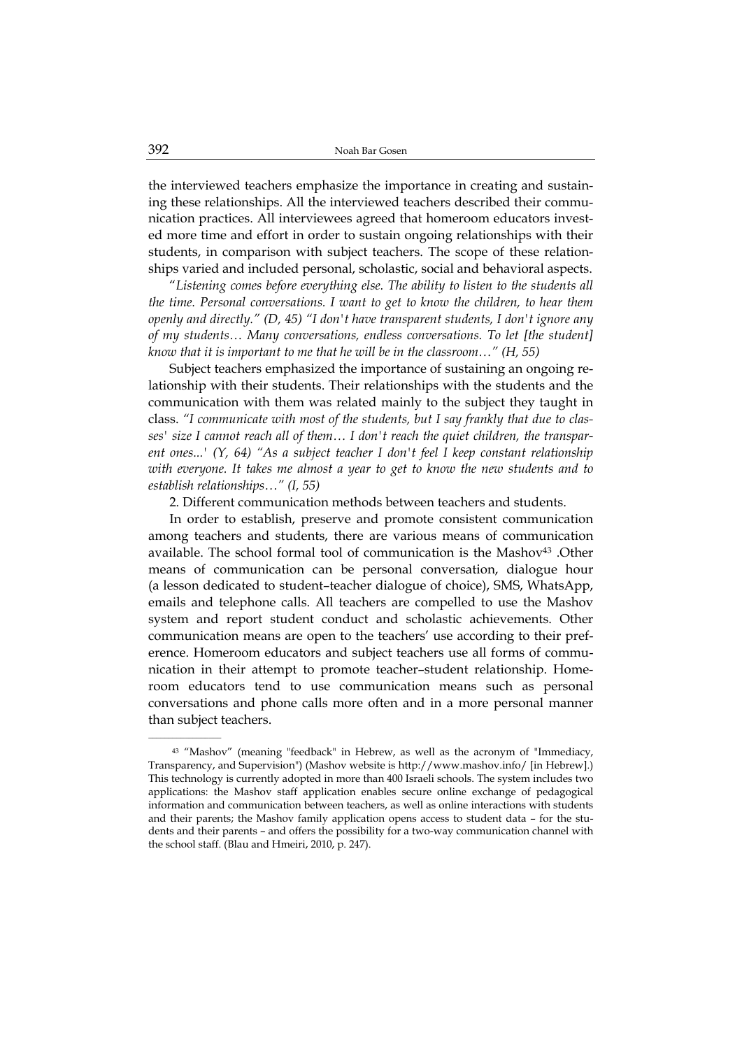the interviewed teachers emphasize the importance in creating and sustaining these relationships. All the interviewed teachers described their communication practices. All interviewees agreed that homeroom educators invested more time and effort in order to sustain ongoing relationships with their students, in comparison with subject teachers. The scope of these relationships varied and included personal, scholastic, social and behavioral aspects.

"*Listening comes before everything else. The ability to listen to the students all the time. Personal conversations. I want to get to know the children, to hear them openly and directly." (D, 45) "I don't have transparent students, I don't ignore any of my students… Many conversations, endless conversations. To let [the student] know that it is important to me that he will be in the classroom…" (H, 55)*

Subject teachers emphasized the importance of sustaining an ongoing relationship with their students. Their relationships with the students and the communication with them was related mainly to the subject they taught in class. *"I communicate with most of the students, but I say frankly that due to classes' size I cannot reach all of them… I don't reach the quiet children, the transparent ones...' (Y, 64) "As a subject teacher I don't feel I keep constant relationship with everyone. It takes me almost a year to get to know the new students and to establish relationships…" (I, 55)*

2. Different communication methods between teachers and students.

In order to establish, preserve and promote consistent communication among teachers and students, there are various means of communication available. The school formal tool of communication is the Mashov[43] .Other means of communication can be personal conversation, dialogue hour (a lesson dedicated to student–teacher dialogue of choice), SMS, WhatsApp, emails and telephone calls. All teachers are compelled to use the Mashov system and report student conduct and scholastic achievements. Other communication means are open to the teachers' use according to their preference. Homeroom educators and subject teachers use all forms of communication in their attempt to promote teacher–student relationship. Homeroom educators tend to use communication means such as personal conversations and phone calls more often and in a more personal manner than subject teachers.

---

[43] "Mashov" (meaning "feedback" in Hebrew, as well as the acronym of "Immediacy, Transparency, and Supervision") (Mashov website is http://www.mashov.info/ [in Hebrew].) This technology is currently adopted in more than 400 Israeli schools. The system includes two applications: the Mashov staff application enables secure online exchange of pedagogical information and communication between teachers, as well as online interactions with students and their parents; the Mashov family application opens access to student data – for the students and their parents – and offers the possibility for a two-way communication channel with the school staff. (Blau and Hmeiri, 2010, p. 247).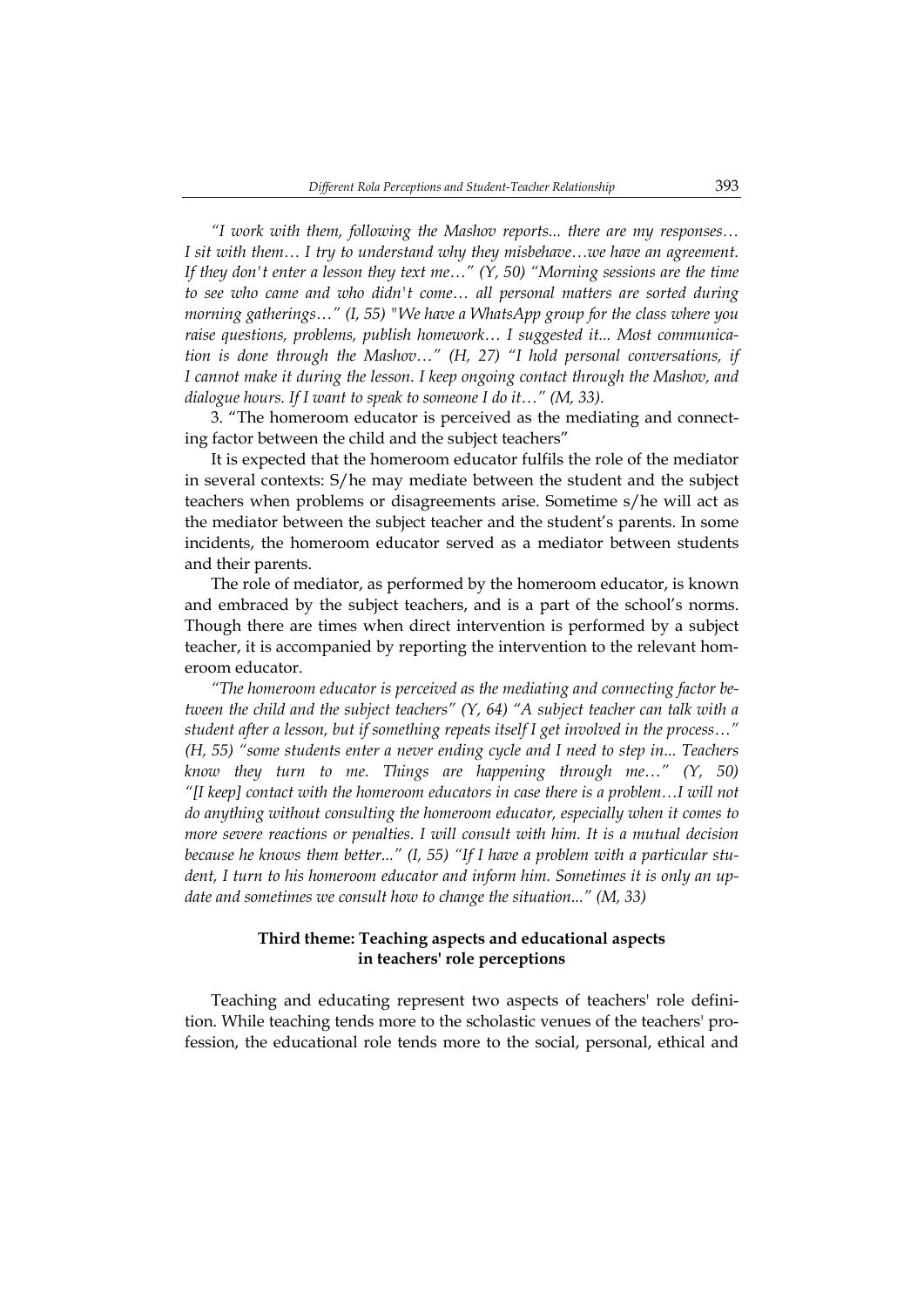*"I work with them, following the Mashov reports... there are my responses… I sit with them… I try to understand why they misbehave…we have an agreement. If they don't enter a lesson they text me…" (Y, 50) "Morning sessions are the time to see who came and who didn't come… all personal matters are sorted during morning gatherings…" (I, 55) "We have a WhatsApp group for the class where you raise questions, problems, publish homework… I suggested it... Most communication is done through the Mashov…" (H, 27) "I hold personal conversations, if I cannot make it during the lesson. I keep ongoing contact through the Mashov, and dialogue hours. If I want to speak to someone I do it…" (M, 33).*

3. "The homeroom educator is perceived as the mediating and connecting factor between the child and the subject teachers"

It is expected that the homeroom educator fulfils the role of the mediator in several contexts: S/he may mediate between the student and the subject teachers when problems or disagreements arise. Sometime s/he will act as the mediator between the subject teacher and the student's parents. In some incidents, the homeroom educator served as a mediator between students and their parents.

The role of mediator, as performed by the homeroom educator, is known and embraced by the subject teachers, and is a part of the school's norms. Though there are times when direct intervention is performed by a subject teacher, it is accompanied by reporting the intervention to the relevant homeroom educator.

*"The homeroom educator is perceived as the mediating and connecting factor between the child and the subject teachers" (Y, 64) "A subject teacher can talk with a student after a lesson, but if something repeats itself I get involved in the process…" (H, 55) "some students enter a never ending cycle and I need to step in... Teachers know they turn to me. Things are happening through me…" (Y, 50) "[I keep] contact with the homeroom educators in case there is a problem…I will not do anything without consulting the homeroom educator, especially when it comes to more severe reactions or penalties. I will consult with him. It is a mutual decision because he knows them better..." (I, 55) "If I have a problem with a particular student, I turn to his homeroom educator and inform him. Sometimes it is only an update and sometimes we consult how to change the situation..." (M, 33)*

### Third theme: Teaching aspects and educational aspects in teachers' role perceptions

Teaching and educating represent two aspects of teachers' role definition. While teaching tends more to the scholastic venues of the teachers' profession, the educational role tends more to the social, personal, ethical and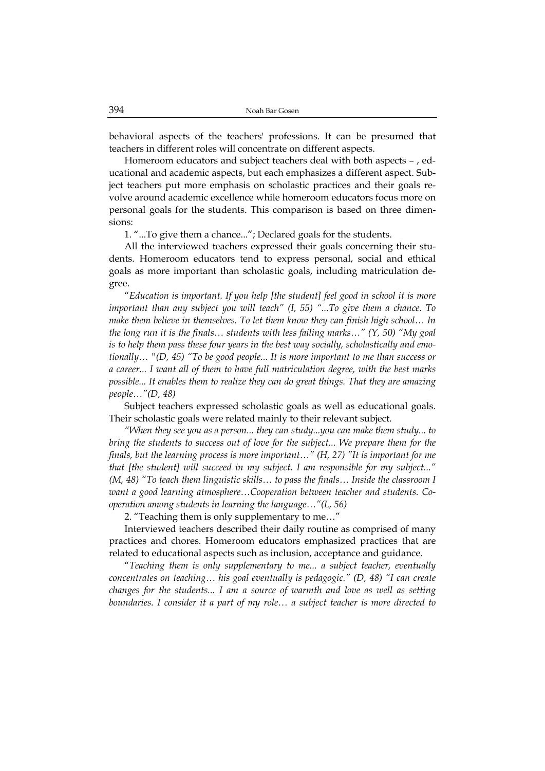behavioral aspects of the teachers' professions. It can be presumed that teachers in different roles will concentrate on different aspects.

Homeroom educators and subject teachers deal with both aspects – , educational and academic aspects, but each emphasizes a different aspect. Subject teachers put more emphasis on scholastic practices and their goals revolve around academic excellence while homeroom educators focus more on personal goals for the students. This comparison is based on three dimensions:

1. "...To give them a chance..."; Declared goals for the students.

All the interviewed teachers expressed their goals concerning their students. Homeroom educators tend to express personal, social and ethical goals as more important than scholastic goals, including matriculation degree.

"*Education is important. If you help [the student] feel good in school it is more important than any subject you will teach" (I, 55) "...To give them a chance. To make them believe in themselves. To let them know they can finish high school… In the long run it is the finals… students with less failing marks…" (Y, 50) "My goal is to help them pass these four years in the best way socially, scholastically and emotionally… "(D, 45) "To be good people... It is more important to me than success or a career... I want all of them to have full matriculation degree, with the best marks possible... It enables them to realize they can do great things. That they are amazing people…"(D, 48)*

Subject teachers expressed scholastic goals as well as educational goals. Their scholastic goals were related mainly to their relevant subject.

*"When they see you as a person... they can study...you can make them study... to bring the students to success out of love for the subject... We prepare them for the finals, but the learning process is more important…" (H, 27) "It is important for me that [the student] will succeed in my subject. I am responsible for my subject..." (M, 48) "To teach them linguistic skills… to pass the finals… Inside the classroom I want a good learning atmosphere…Cooperation between teacher and students. Cooperation among students in learning the language…"(L, 56)*

2. "Teaching them is only supplementary to me…"

Interviewed teachers described their daily routine as comprised of many practices and chores. Homeroom educators emphasized practices that are related to educational aspects such as inclusion, acceptance and guidance.

"*Teaching them is only supplementary to me... a subject teacher, eventually concentrates on teaching… his goal eventually is pedagogic." (D, 48) "I can create changes for the students... I am a source of warmth and love as well as setting boundaries. I consider it a part of my role… a subject teacher is more directed to*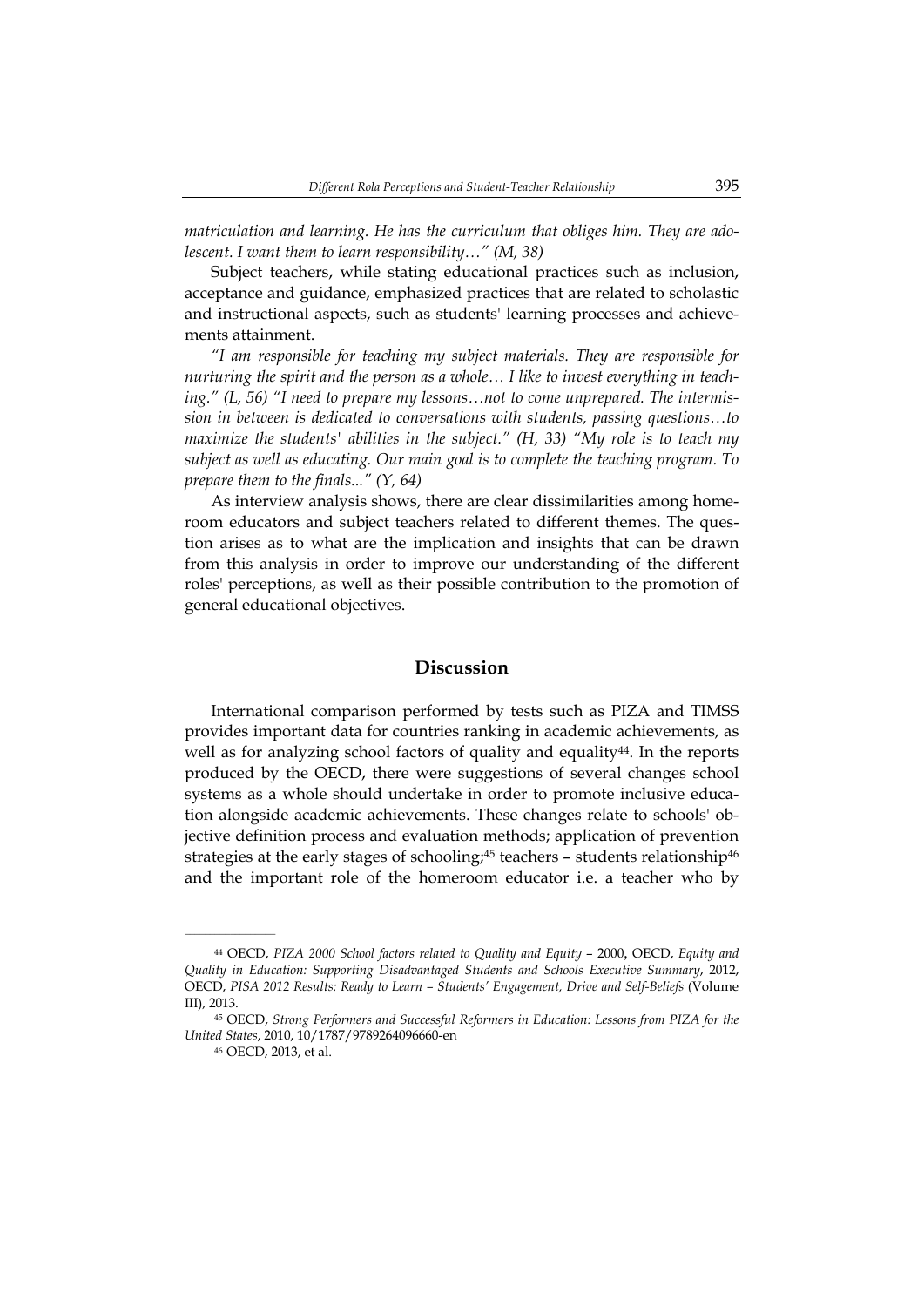*matriculation and learning. He has the curriculum that obliges him. They are adolescent. I want them to learn responsibility…" (M, 38)*

Subject teachers, while stating educational practices such as inclusion, acceptance and guidance, emphasized practices that are related to scholastic and instructional aspects, such as students' learning processes and achievements attainment.

*"I am responsible for teaching my subject materials. They are responsible for nurturing the spirit and the person as a whole… I like to invest everything in teaching." (L, 56) "I need to prepare my lessons…not to come unprepared. The intermission in between is dedicated to conversations with students, passing questions…to maximize the students' abilities in the subject." (H, 33) "My role is to teach my subject as well as educating. Our main goal is to complete the teaching program. To prepare them to the finals..." (Y, 64)*

As interview analysis shows, there are clear dissimilarities among homeroom educators and subject teachers related to different themes. The question arises as to what are the implication and insights that can be drawn from this analysis in order to improve our understanding of the different roles' perceptions, as well as their possible contribution to the promotion of general educational objectives.

## Discussion

International comparison performed by tests such as PIZA and TIMSS provides important data for countries ranking in academic achievements, as well as for analyzing school factors of quality and equality[44]. In the reports produced by the OECD, there were suggestions of several changes school systems as a whole should undertake in order to promote inclusive education alongside academic achievements. These changes relate to schools' objective definition process and evaluation methods; application of prevention strategies at the early stages of schooling;[45] teachers – students relationship[46] and the important role of the homeroom educator i.e. a teacher who by

---

[44] OECD, *PIZA 2000 School factors related to Quality and Equity* – 2000, OECD, *Equity and Quality in Education: Supporting Disadvantaged Students and Schools Executive Summary*, 2012, OECD, *PISA 2012 Results: Ready to Learn – Students' Engagement, Drive and Self-Beliefs* (Volume III), 2013.

[45] OECD, *Strong Performers and Successful Reformers in Education: Lessons from PIZA for the United States*, 2010, 10/1787/9789264096660-en

[46] OECD, 2013, et al.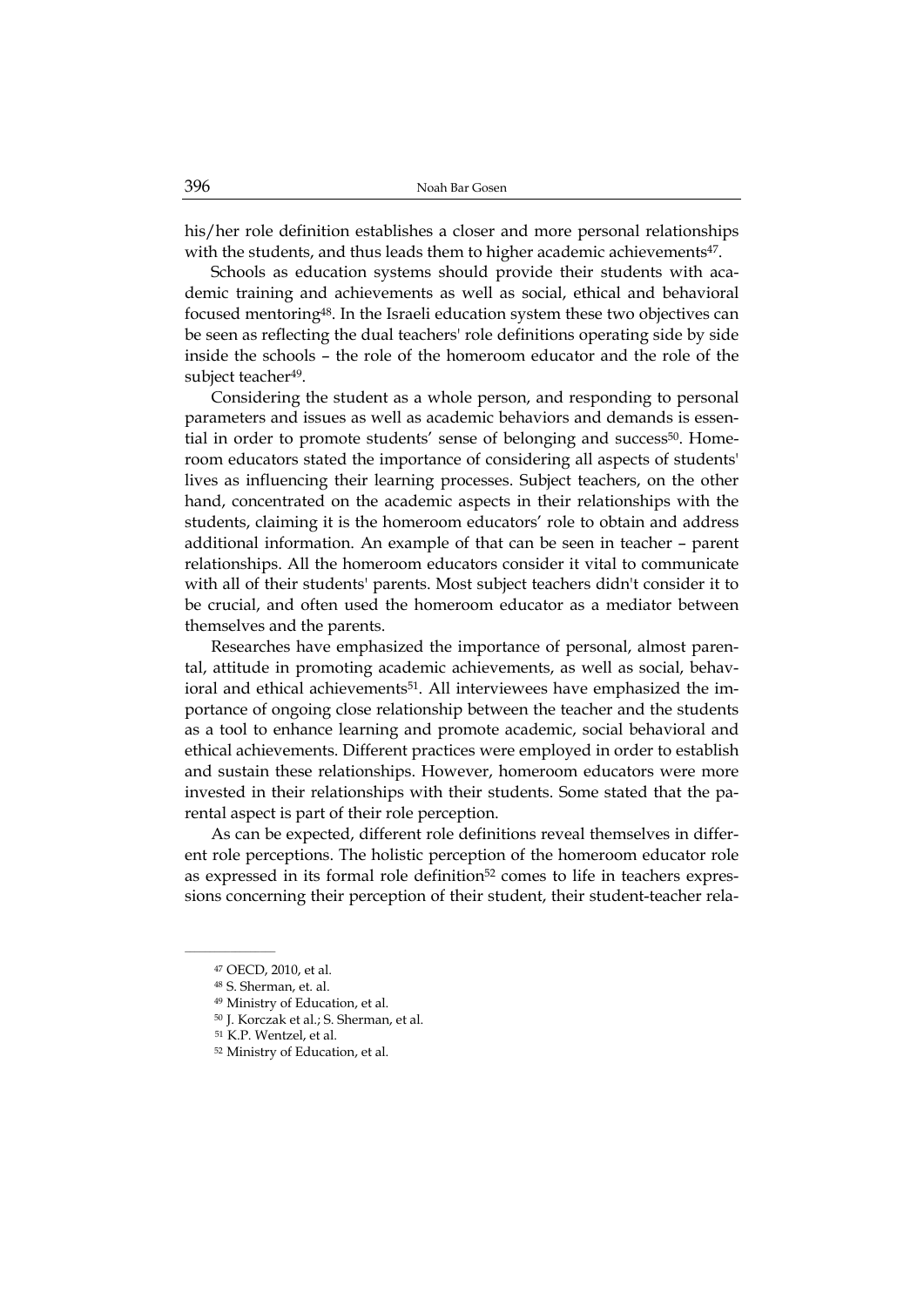his/her role definition establishes a closer and more personal relationships with the students, and thus leads them to higher academic achievements[47].

Schools as education systems should provide their students with academic training and achievements as well as social, ethical and behavioral focused mentoring[48]. In the Israeli education system these two objectives can be seen as reflecting the dual teachers' role definitions operating side by side inside the schools – the role of the homeroom educator and the role of the subject teacher[49].

Considering the student as a whole person, and responding to personal parameters and issues as well as academic behaviors and demands is essential in order to promote students' sense of belonging and success[50]. Homeroom educators stated the importance of considering all aspects of students' lives as influencing their learning processes. Subject teachers, on the other hand, concentrated on the academic aspects in their relationships with the students, claiming it is the homeroom educators' role to obtain and address additional information. An example of that can be seen in teacher – parent relationships. All the homeroom educators consider it vital to communicate with all of their students' parents. Most subject teachers didn't consider it to be crucial, and often used the homeroom educator as a mediator between themselves and the parents.

Researches have emphasized the importance of personal, almost parental, attitude in promoting academic achievements, as well as social, behavioral and ethical achievements[51]. All interviewees have emphasized the importance of ongoing close relationship between the teacher and the students as a tool to enhance learning and promote academic, social behavioral and ethical achievements. Different practices were employed in order to establish and sustain these relationships. However, homeroom educators were more invested in their relationships with their students. Some stated that the parental aspect is part of their role perception.

As can be expected, different role definitions reveal themselves in different role perceptions. The holistic perception of the homeroom educator role as expressed in its formal role definition[52] comes to life in teachers expressions concerning their perception of their student, their student-teacher rela-

---

[47] OECD, 2010, et al.

[48] S. Sherman, et. al.

[49] Ministry of Education, et al.

[50] J. Korczak et al.; S. Sherman, et al.

[51] K.P. Wentzel, et al.

[52] Ministry of Education, et al.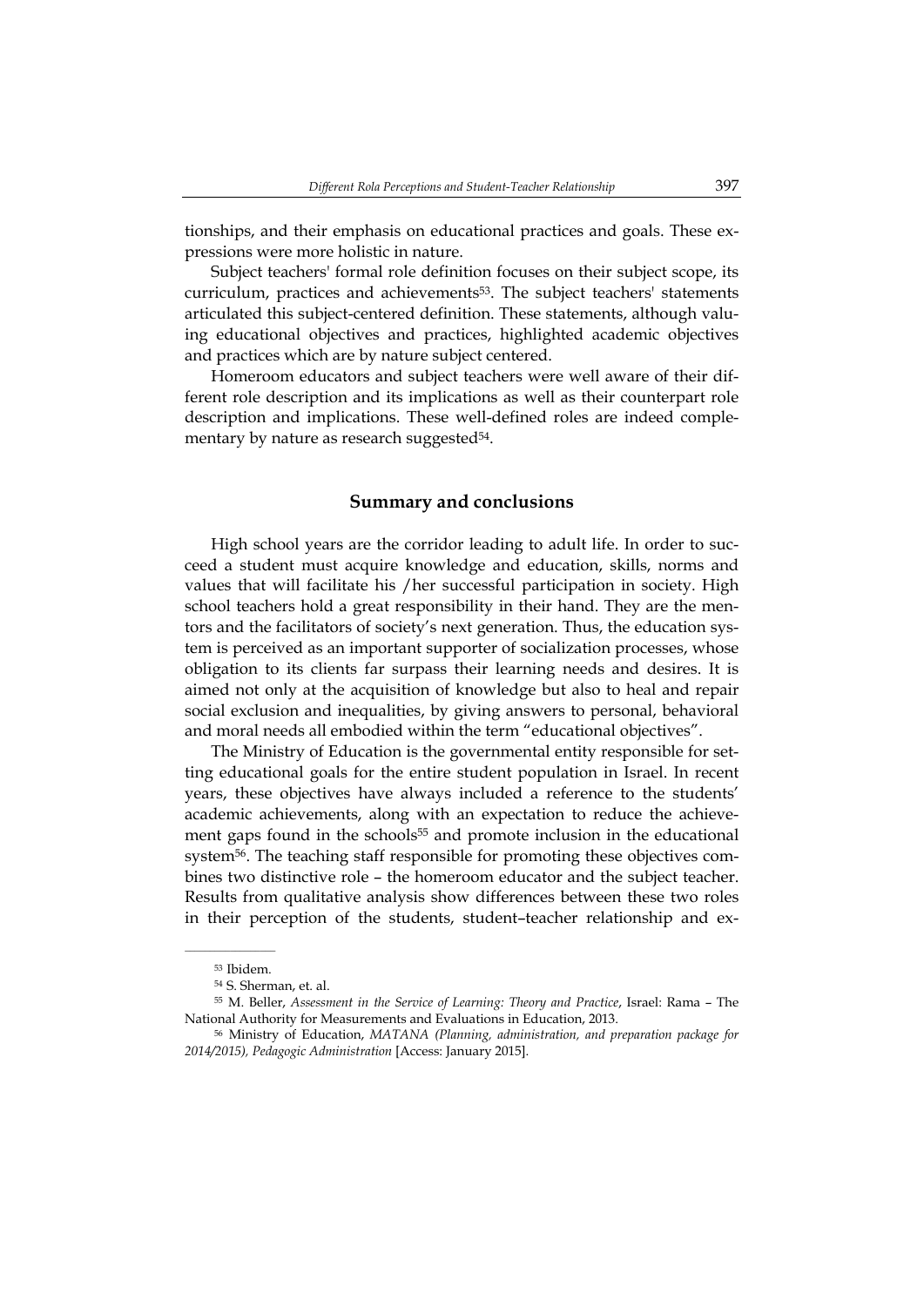tionships, and their emphasis on educational practices and goals. These expressions were more holistic in nature.

Subject teachers' formal role definition focuses on their subject scope, its curriculum, practices and achievements[53]. The subject teachers' statements articulated this subject-centered definition. These statements, although valuing educational objectives and practices, highlighted academic objectives and practices which are by nature subject centered.

Homeroom educators and subject teachers were well aware of their different role description and its implications as well as their counterpart role description and implications. These well-defined roles are indeed complementary by nature as research suggested[54].

## Summary and conclusions

High school years are the corridor leading to adult life. In order to succeed a student must acquire knowledge and education, skills, norms and values that will facilitate his /her successful participation in society. High school teachers hold a great responsibility in their hand. They are the mentors and the facilitators of society's next generation. Thus, the education system is perceived as an important supporter of socialization processes, whose obligation to its clients far surpass their learning needs and desires. It is aimed not only at the acquisition of knowledge but also to heal and repair social exclusion and inequalities, by giving answers to personal, behavioral and moral needs all embodied within the term "educational objectives".

The Ministry of Education is the governmental entity responsible for setting educational goals for the entire student population in Israel. In recent years, these objectives have always included a reference to the students' academic achievements, along with an expectation to reduce the achievement gaps found in the schools[55] and promote inclusion in the educational system[56]. The teaching staff responsible for promoting these objectives combines two distinctive role – the homeroom educator and the subject teacher. Results from qualitative analysis show differences between these two roles in their perception of the students, student–teacher relationship and ex-

---

[53] Ibidem.

[54] S. Sherman, et. al.

[55] M. Beller, *Assessment in the Service of Learning: Theory and Practice*, Israel: Rama – The National Authority for Measurements and Evaluations in Education, 2013.

[56] Ministry of Education, *MATANA (Planning, administration, and preparation package for 2014/2015), Pedagogic Administration* [Access: January 2015].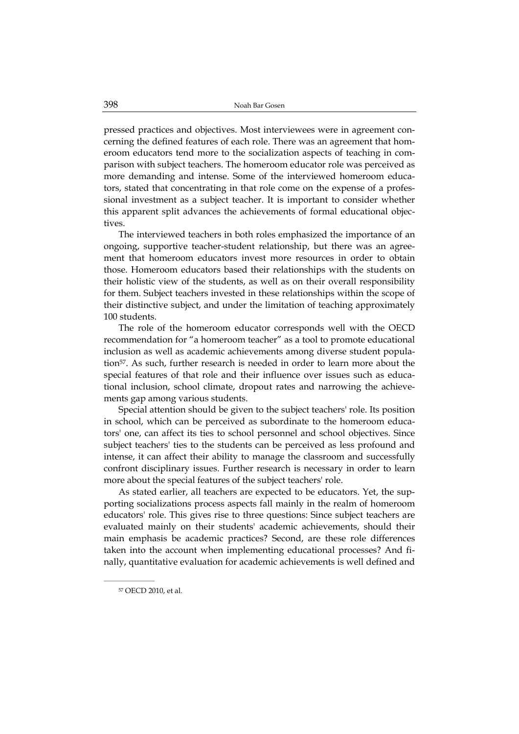pressed practices and objectives. Most interviewees were in agreement concerning the defined features of each role. There was an agreement that homeroom educators tend more to the socialization aspects of teaching in comparison with subject teachers. The homeroom educator role was perceived as more demanding and intense. Some of the interviewed homeroom educators, stated that concentrating in that role come on the expense of a professional investment as a subject teacher. It is important to consider whether this apparent split advances the achievements of formal educational objectives.

The interviewed teachers in both roles emphasized the importance of an ongoing, supportive teacher-student relationship, but there was an agreement that homeroom educators invest more resources in order to obtain those. Homeroom educators based their relationships with the students on their holistic view of the students, as well as on their overall responsibility for them. Subject teachers invested in these relationships within the scope of their distinctive subject, and under the limitation of teaching approximately 100 students.

The role of the homeroom educator corresponds well with the OECD recommendation for "a homeroom teacher" as a tool to promote educational inclusion as well as academic achievements among diverse student population[57]. As such, further research is needed in order to learn more about the special features of that role and their influence over issues such as educational inclusion, school climate, dropout rates and narrowing the achievements gap among various students.

Special attention should be given to the subject teachers' role. Its position in school, which can be perceived as subordinate to the homeroom educators' one, can affect its ties to school personnel and school objectives. Since subject teachers' ties to the students can be perceived as less profound and intense, it can affect their ability to manage the classroom and successfully confront disciplinary issues. Further research is necessary in order to learn more about the special features of the subject teachers' role.

As stated earlier, all teachers are expected to be educators. Yet, the supporting socializations process aspects fall mainly in the realm of homeroom educators' role. This gives rise to three questions: Since subject teachers are evaluated mainly on their students' academic achievements, should their main emphasis be academic practices? Second, are these role differences taken into the account when implementing educational processes? And finally, quantitative evaluation for academic achievements is well defined and

[57] OECD 2010, et al.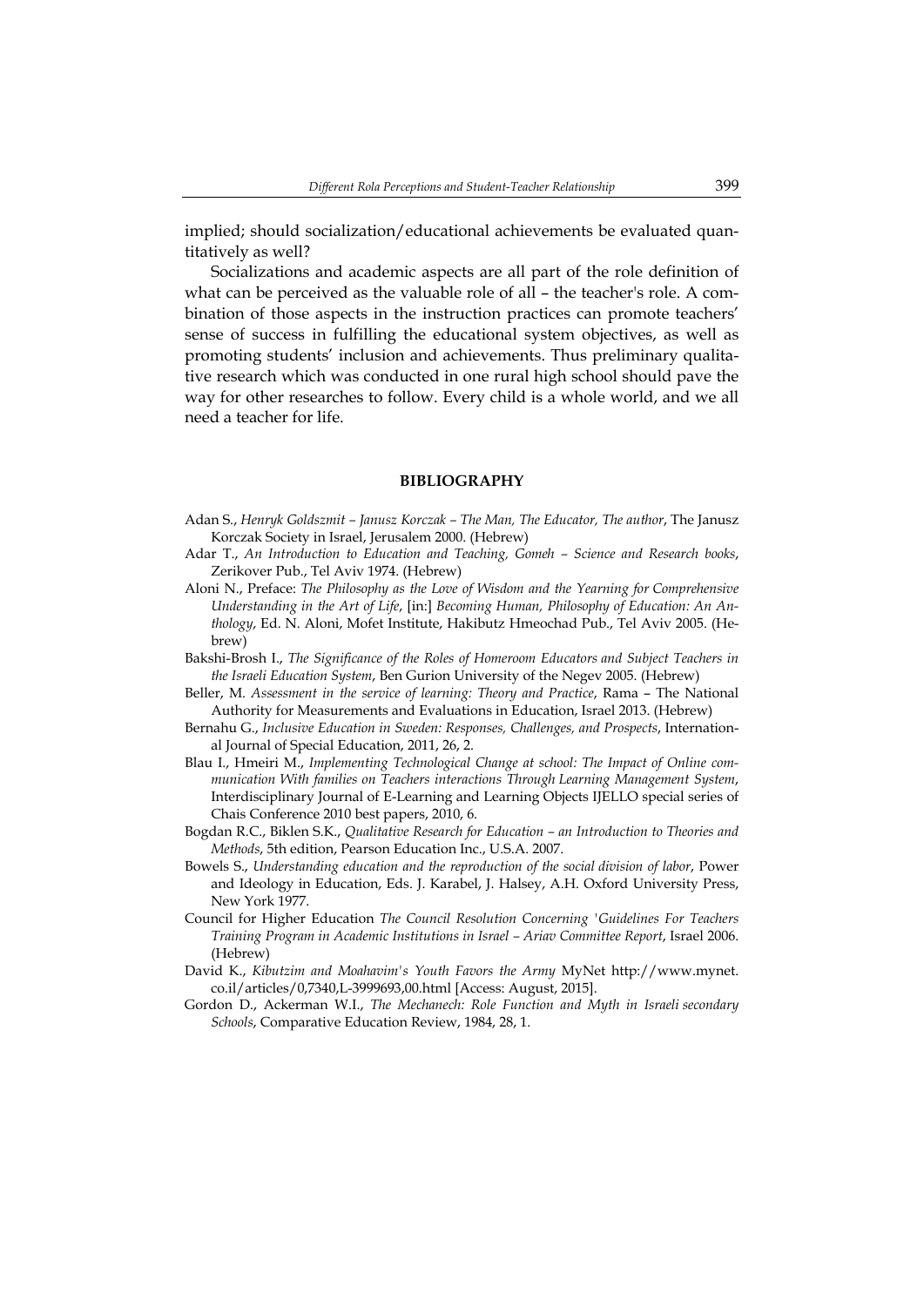implied; should socialization/educational achievements be evaluated quantitatively as well?

Socializations and academic aspects are all part of the role definition of what can be perceived as the valuable role of all – the teacher's role. A combination of those aspects in the instruction practices can promote teachers' sense of success in fulfilling the educational system objectives, as well as promoting students' inclusion and achievements. Thus preliminary qualitative research which was conducted in one rural high school should pave the way for other researches to follow. Every child is a whole world, and we all need a teacher for life.

## BIBLIOGRAPHY

Adan S., *Henryk Goldszmit – Janusz Korczak – The Man, The Educator, The author*, The Janusz Korczak Society in Israel, Jerusalem 2000. (Hebrew)

Adar T., *An Introduction to Education and Teaching, Gomeh – Science and Research books*, Zerikover Pub., Tel Aviv 1974. (Hebrew)

Aloni N., Preface: *The Philosophy as the Love of Wisdom and the Yearning for Comprehensive Understanding in the Art of Life*, [in:] *Becoming Human, Philosophy of Education: An Anthology*, Ed. N. Aloni, Mofet Institute, Hakibutz Hmeochad Pub., Tel Aviv 2005. (Hebrew)

Bakshi-Brosh I., *The Significance of the Roles of Homeroom Educators and Subject Teachers in the Israeli Education System*, Ben Gurion University of the Negev 2005. (Hebrew)

Beller, M. *Assessment in the service of learning: Theory and Practice*, Rama – The National Authority for Measurements and Evaluations in Education, Israel 2013. (Hebrew)

Bernahu G., *Inclusive Education in Sweden: Responses, Challenges, and Prospects*, International Journal of Special Education, 2011, 26, 2.

Blau I., Hmeiri M., *Implementing Technological Change at school: The Impact of Online communication With families on Teachers interactions Through Learning Management System*, Interdisciplinary Journal of E-Learning and Learning Objects IJELLO special series of Chais Conference 2010 best papers, 2010, 6.

Bogdan R.C., Biklen S.K., *Qualitative Research for Education – an Introduction to Theories and Methods*, 5th edition, Pearson Education Inc., U.S.A. 2007.

Bowels S., *Understanding education and the reproduction of the social division of labor*, Power and Ideology in Education, Eds. J. Karabel, J. Halsey, A.H. Oxford University Press, New York 1977.

Council for Higher Education *The Council Resolution Concerning 'Guidelines For Teachers Training Program in Academic Institutions in Israel – Ariav Committee Report*, Israel 2006. (Hebrew)

David K., *Kibutzim and Moahavim's Youth Favors the Army* MyNet http://www.mynet.co.il/articles/0,7340,L-3999693,00.html [Access: August, 2015].

Gordon D., Ackerman W.I., *The Mechanech: Role Function and Myth in Israeli secondary Schools*, Comparative Education Review, 1984, 28, 1.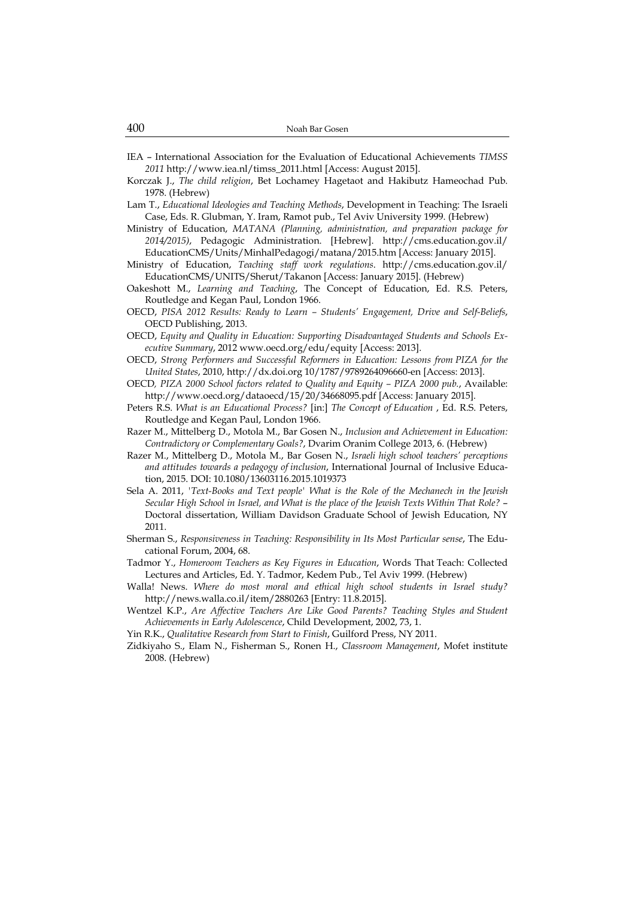IEA – International Association for the Evaluation of Educational Achievements *TIMSS 2011* http://www.iea.nl/timss_2011.html [Access: August 2015].

Korczak J., *The child religion*, Bet Lochamey Hagetaot and Hakibutz Hameochad Pub. 1978. (Hebrew)

Lam T., *Educational Ideologies and Teaching Methods*, Development in Teaching: The Israeli Case, Eds. R. Glubman, Y. Iram, Ramot pub., Tel Aviv University 1999. (Hebrew)

Ministry of Education, *MATANA (Planning, administration, and preparation package for 2014/2015)*, Pedagogic Administration. [Hebrew]. http://cms.education.gov.il/EducationCMS/Units/MinhalPedagogi/matana/2015.htm [Access: January 2015].

Ministry of Education, *Teaching staff work regulations*. http://cms.education.gov.il/EducationCMS/UNITS/Sherut/Takanon [Access: January 2015]. (Hebrew)

Oakeshott M., *Learning and Teaching*, The Concept of Education, Ed. R.S. Peters, Routledge and Kegan Paul, London 1966.

OECD, *PISA 2012 Results: Ready to Learn – Students' Engagement, Drive and Self-Beliefs*, OECD Publishing, 2013.

OECD, *Equity and Quality in Education: Supporting Disadvantaged Students and Schools Executive Summary*, 2012 www.oecd.org/edu/equity [Access: 2013].

OECD, *Strong Performers and Successful Reformers in Education: Lessons from PIZA for the United States*, 2010, http://dx.doi.org 10/1787/9789264096660-en [Access: 2013].

OECD, *PIZA 2000 School factors related to Quality and Equity – PIZA 2000 pub.*, Available: http://www.oecd.org/dataoecd/15/20/34668095.pdf [Access: January 2015].

Peters R.S. *What is an Educational Process?* [in:] *The Concept of Education* , Ed. R.S. Peters, Routledge and Kegan Paul, London 1966.

Razer M., Mittelberg D., Motola M., Bar Gosen N., *Inclusion and Achievement in Education: Contradictory or Complementary Goals?*, Dvarim Oranim College 2013, 6. (Hebrew)

Razer M., Mittelberg D., Motola M., Bar Gosen N., *Israeli high school teachers' perceptions and attitudes towards a pedagogy of inclusion*, International Journal of Inclusive Education, 2015. DOI: 10.1080/13603116.2015.1019373

Sela A. 2011, *'Text-Books and Text people' What is the Role of the Mechanech in the Jewish Secular High School in Israel, and What is the place of the Jewish Texts Within That Role?* – Doctoral dissertation, William Davidson Graduate School of Jewish Education, NY 2011.

Sherman S., *Responsiveness in Teaching: Responsibility in Its Most Particular sense*, The Educational Forum, 2004, 68.

Tadmor Y., *Homeroom Teachers as Key Figures in Education*, Words That Teach: Collected Lectures and Articles, Ed. Y. Tadmor, Kedem Pub., Tel Aviv 1999. (Hebrew)

Walla! News. *Where do most moral and ethical high school students in Israel study?* http://news.walla.co.il/item/2880263 [Entry: 11.8.2015].

Wentzel K.P., *Are Affective Teachers Are Like Good Parents? Teaching Styles and Student Achievements in Early Adolescence*, Child Development, 2002, 73, 1.

Yin R.K., *Qualitative Research from Start to Finish*, Guilford Press, NY 2011.

Zidkiyaho S., Elam N., Fisherman S., Ronen H., *Classroom Management*, Mofet institute 2008. (Hebrew)